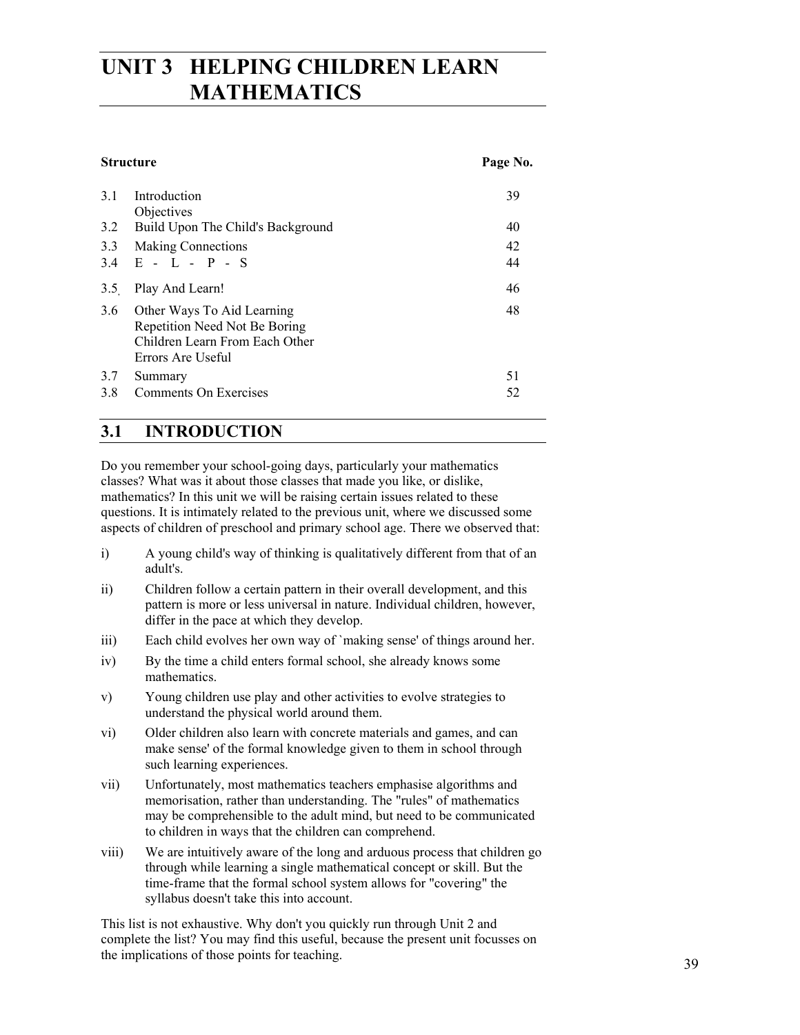# UNIT 3 HELPING CHILDREN LEARN MATHEMATICS

| Structure | | Page No. |
|---|---|---|
| 3.1 | Introduction<br>Objectives | 39 |
| 3.2 | Build Upon The Child's Background | 40 |
| 3.3 | Making Connections | 42 |
| 3.4 | E - L - P - S | 44 |
| 3.5 | Play And Learn! | 46 |
| 3.6 | Other Ways To Aid Learning<br>Repetition Need Not Be Boring<br>Children Learn From Each Other<br>Errors Are Useful | 48 |
| 3.7 | Summary | 51 |
| 3.8 | Comments On Exercises | 52 |

## 3.1 INTRODUCTION

Do you remember your school-going days, particularly your mathematics classes? What was it about those classes that made you like, or dislike, mathematics? In this unit we will be raising certain issues related to these questions. It is intimately related to the previous unit, where we discussed some aspects of children of preschool and primary school age. There we observed that:

i) A young child's way of thinking is qualitatively different from that of an adult's.

ii) Children follow a certain pattern in their overall development, and this pattern is more or less universal in nature. Individual children, however, differ in the pace at which they develop.

iii) Each child evolves her own way of `making sense' of things around her.

iv) By the time a child enters formal school, she already knows some mathematics.

v) Young children use play and other activities to evolve strategies to understand the physical world around them.

vi) Older children also learn with concrete materials and games, and can make sense' of the formal knowledge given to them in school through such learning experiences.

vii) Unfortunately, most mathematics teachers emphasise algorithms and memorisation, rather than understanding. The "rules" of mathematics may be comprehensible to the adult mind, but need to be communicated to children in ways that the children can comprehend.

viii) We are intuitively aware of the long and arduous process that children go through while learning a single mathematical concept or skill. But the time-frame that the formal school system allows for "covering" the syllabus doesn't take this into account.

This list is not exhaustive. Why don't you quickly run through Unit 2 and complete the list? You may find this useful, because the present unit focusses on the implications of those points for teaching.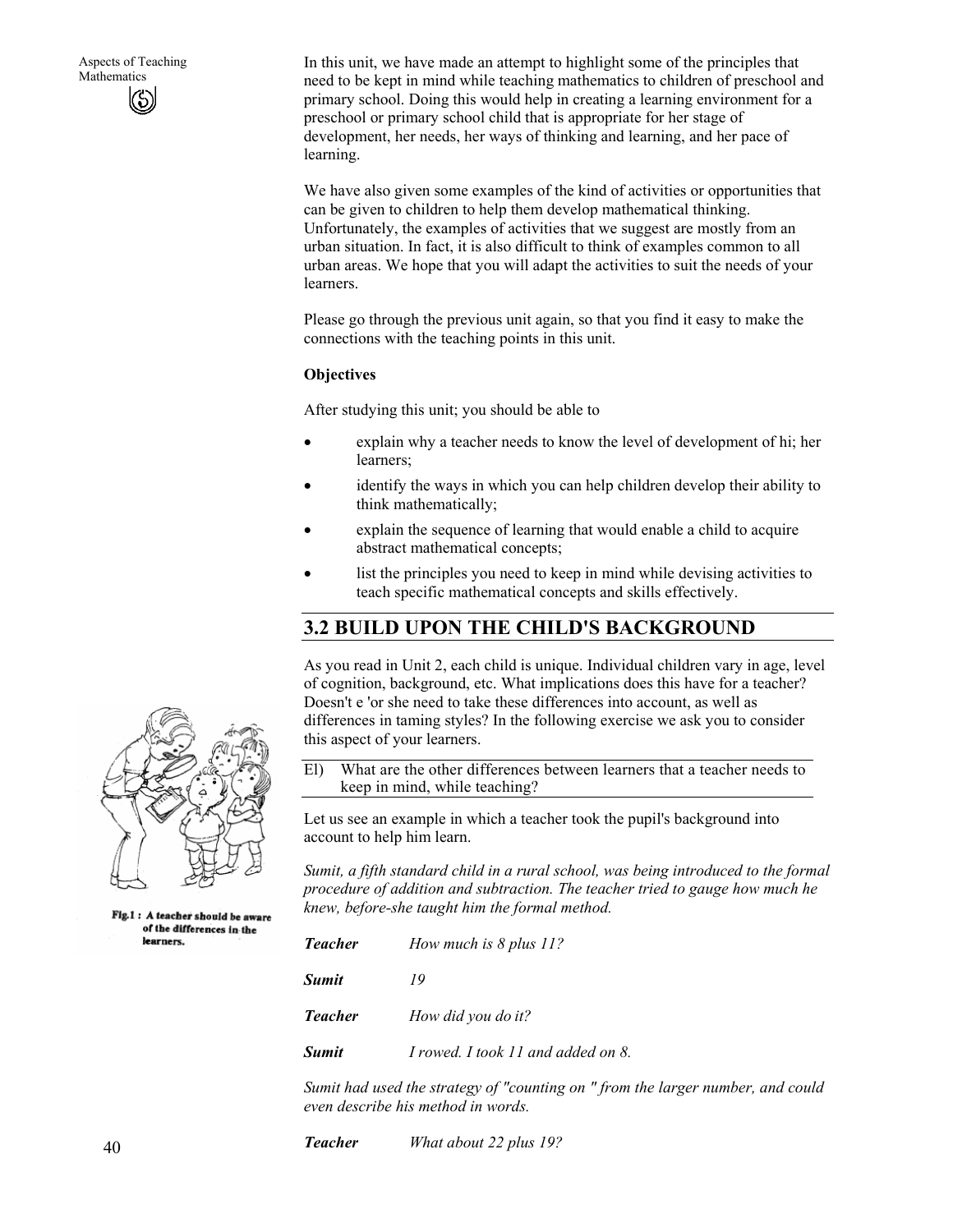In this unit, we have made an attempt to highlight some of the principles that need to be kept in mind while teaching mathematics to children of preschool and primary school. Doing this would help in creating a learning environment for a preschool or primary school child that is appropriate for her stage of development, her needs, her ways of thinking and learning, and her pace of learning.

We have also given some examples of the kind of activities or opportunities that can be given to children to help them develop mathematical thinking. Unfortunately, the examples of activities that we suggest are mostly from an urban situation. In fact, it is also difficult to think of examples common to all urban areas. We hope that you will adapt the activities to suit the needs of your learners.

Please go through the previous unit again, so that you find it easy to make the connections with the teaching points in this unit.

**Objectives**

After studying this unit; you should be able to

- explain why a teacher needs to know the level of development of hi; her learners;
- identify the ways in which you can help children develop their ability to think mathematically;
- explain the sequence of learning that would enable a child to acquire abstract mathematical concepts;
- list the principles you need to keep in mind while devising activities to teach specific mathematical concepts and skills effectively.

## 3.2 BUILD UPON THE CHILD'S BACKGROUND

As you read in Unit 2, each child is unique. Individual children vary in age, level of cognition, background, etc. What implications does this have for a teacher? Doesn't e 'or she need to take these differences into account, as well as differences in taming styles? In the following exercise we ask you to consider this aspect of your learners.

Fig.1 : A teacher should be aware of the differences in the learners.

El) What are the other differences between learners that a teacher needs to keep in mind, while teaching?

Let us see an example in which a teacher took the pupil's background into account to help him learn.

*Sumit, a fifth standard child in a rural school, was being introduced to the formal procedure of addition and subtraction. The teacher tried to gauge how much he knew, before-she taught him the formal method.*

***Teacher*** *How much is 8 plus 11?*

***Sumit*** *19*

***Teacher*** *How did you do it?*

***Sumit*** *I rowed. I took 11 and added on 8.*

*Sumit had used the strategy of "counting on " from the larger number, and could even describe his method in words.*

***Teacher*** *What about 22 plus 19?*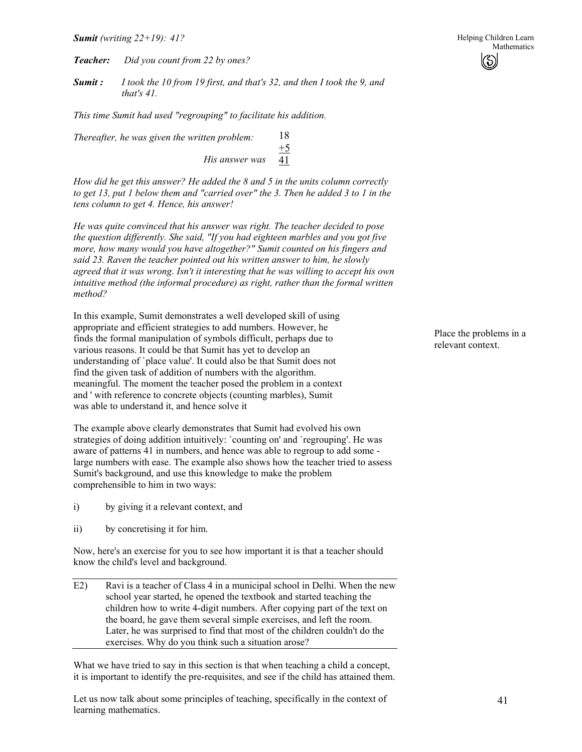***Sumit*** *(writing 22+19): 41?*

***Teacher:*** *Did you count from 22 by ones?*

***Sumit :*** *I took the 10 from 19 first, and that's 32, and then I took the 9, and that's 41.*

*This time Sumit had used "regrouping" to facilitate his addition.*

*Thereafter, he was given the written problem:*

$$\begin{array}{r} 18 \\ +5 \\ \hline 41 \end{array}$$

*His answer was* 41

*How did he get this answer? He added the 8 and 5 in the units column correctly to get 13, put 1 below them and "carried over" the 3. Then he added 3 to 1 in the tens column to get 4. Hence, his answer!*

*He was quite convinced that his answer was right. The teacher decided to pose the question differently. She said, "If you had eighteen marbles and you got five more, how many would you have altogether?" Sumit counted on his fingers and said 23. Raven the teacher pointed out his written answer to him, he slowly agreed that it was wrong. Isn't it interesting that he was willing to accept his own intuitive method (the informal procedure) as right, rather than the formal written method?*

Place the problems in a relevant context.

In this example, Sumit demonstrates a well developed skill of using appropriate and efficient strategies to add numbers. However, he finds the formal manipulation of symbols difficult, perhaps due to various reasons. It could be that Sumit has yet to develop an understanding of `place value'. It could also be that Sumit does not find the given task of addition of numbers with the algorithm. meaningful. The moment the teacher posed the problem in a context and ' with reference to concrete objects (counting marbles), Sumit was able to understand it, and hence solve it

The example above clearly demonstrates that Sumit had evolved his own strategies of doing addition intuitively: `counting on' and `regrouping'. He was aware of patterns 41 in numbers, and hence was able to regroup to add some - large numbers with ease. The example also shows how the teacher tried to assess Sumit's background, and use this knowledge to make the problem comprehensible to him in two ways:

i) by giving it a relevant context, and

ii) by concretising it for him.

Now, here's an exercise for you to see how important it is that a teacher should know the child's level and background.

---

E2) Ravi is a teacher of Class 4 in a municipal school in Delhi. When the new school year started, he opened the textbook and started teaching the children how to write 4-digit numbers. After copying part of the text on the board, he gave them several simple exercises, and left the room. Later, he was surprised to find that most of the children couldn't do the exercises. Why do you think such a situation arose?

---

What we have tried to say in this section is that when teaching a child a concept, it is important to identify the pre-requisites, and see if the child has attained them.

Let us now talk about some principles of teaching, specifically in the context of learning mathematics.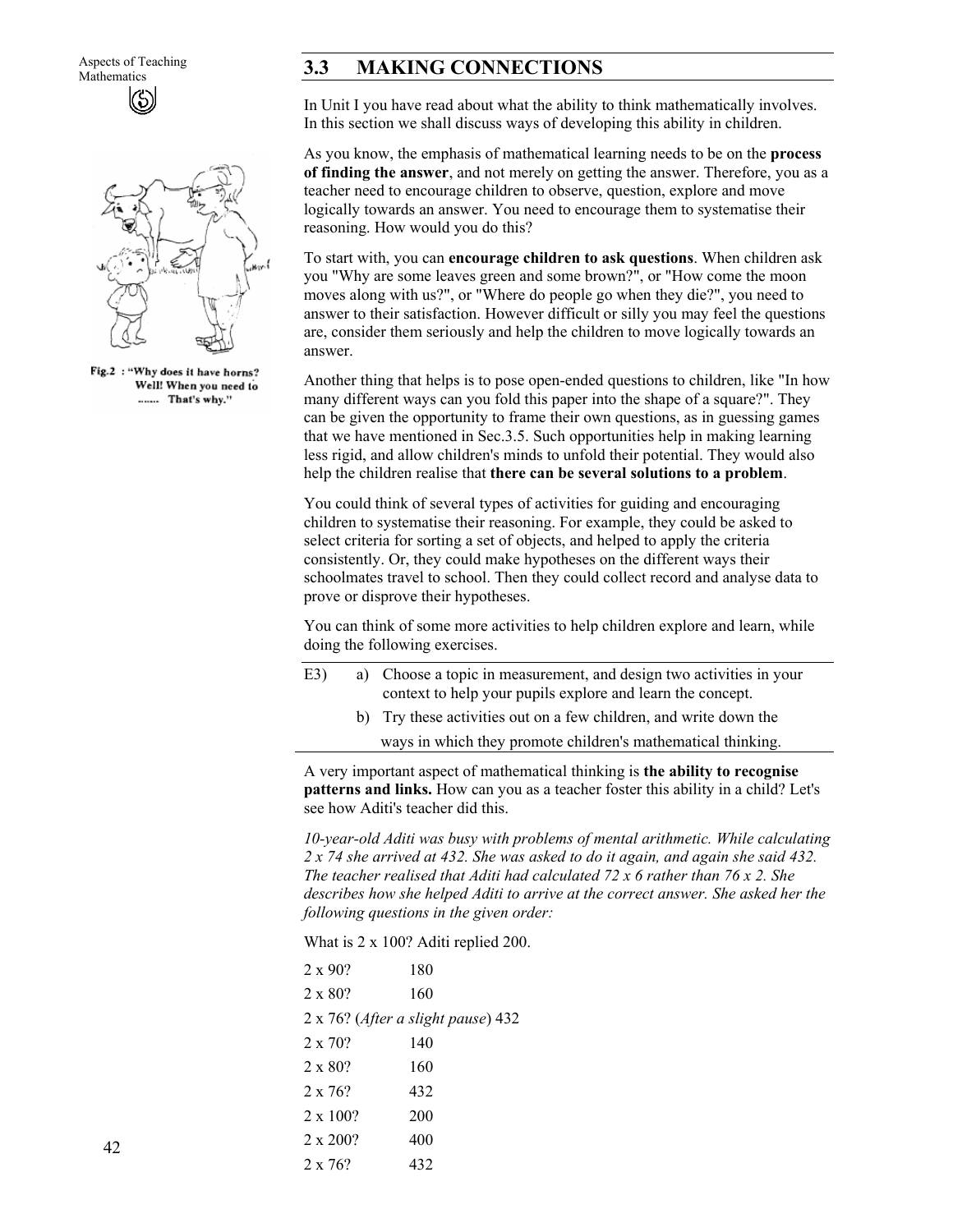## 3.3 MAKING CONNECTIONS

In Unit I you have read about what the ability to think mathematically involves. In this section we shall discuss ways of developing this ability in children.

As you know, the emphasis of mathematical learning needs to be on the **process of finding the answer**, and not merely on getting the answer. Therefore, you as a teacher need to encourage children to observe, question, explore and move logically towards an answer. You need to encourage them to systematise their reasoning. How would you do this?

To start with, you can **encourage children to ask questions**. When children ask you "Why are some leaves green and some brown?", or "How come the moon moves along with us?", or "Where do people go when they die?", you need to answer to their satisfaction. However difficult or silly you may feel the questions are, consider them seriously and help the children to move logically towards an answer.

Fig.2 : "Why does it have horns? Well! When you need to ...... That's why."

Another thing that helps is to pose open-ended questions to children, like "In how many different ways can you fold this paper into the shape of a square?". They can be given the opportunity to frame their own questions, as in guessing games that we have mentioned in Sec.3.5. Such opportunities help in making learning less rigid, and allow children's minds to unfold their potential. They would also help the children realise that **there can be several solutions to a problem**.

You could think of several types of activities for guiding and encouraging children to systematise their reasoning. For example, they could be asked to select criteria for sorting a set of objects, and helped to apply the criteria consistently. Or, they could make hypotheses on the different ways their schoolmates travel to school. Then they could collect record and analyse data to prove or disprove their hypotheses.

You can think of some more activities to help children explore and learn, while doing the following exercises.

E3) a) Choose a topic in measurement, and design two activities in your context to help your pupils explore and learn the concept.

b) Try these activities out on a few children, and write down the ways in which they promote children's mathematical thinking.

A very important aspect of mathematical thinking is **the ability to recognise patterns and links.** How can you as a teacher foster this ability in a child? Let's see how Aditi's teacher did this.

*10-year-old Aditi was busy with problems of mental arithmetic. While calculating 2 x 74 she arrived at 432. She was asked to do it again, and again she said 432. The teacher realised that Aditi had calculated 72 x 6 rather than 76 x 2. She describes how she helped Aditi to arrive at the correct answer. She asked her the following questions in the given order:*

What is 2 x 100? Aditi replied 200.

2 x 90? 180

2 x 80? 160

2 x 76? (*After a slight pause*) 432

2 x 70? 140

2 x 80? 160

2 x 76? 432

2 x 100? 200

2 x 200? 400

2 x 76? 432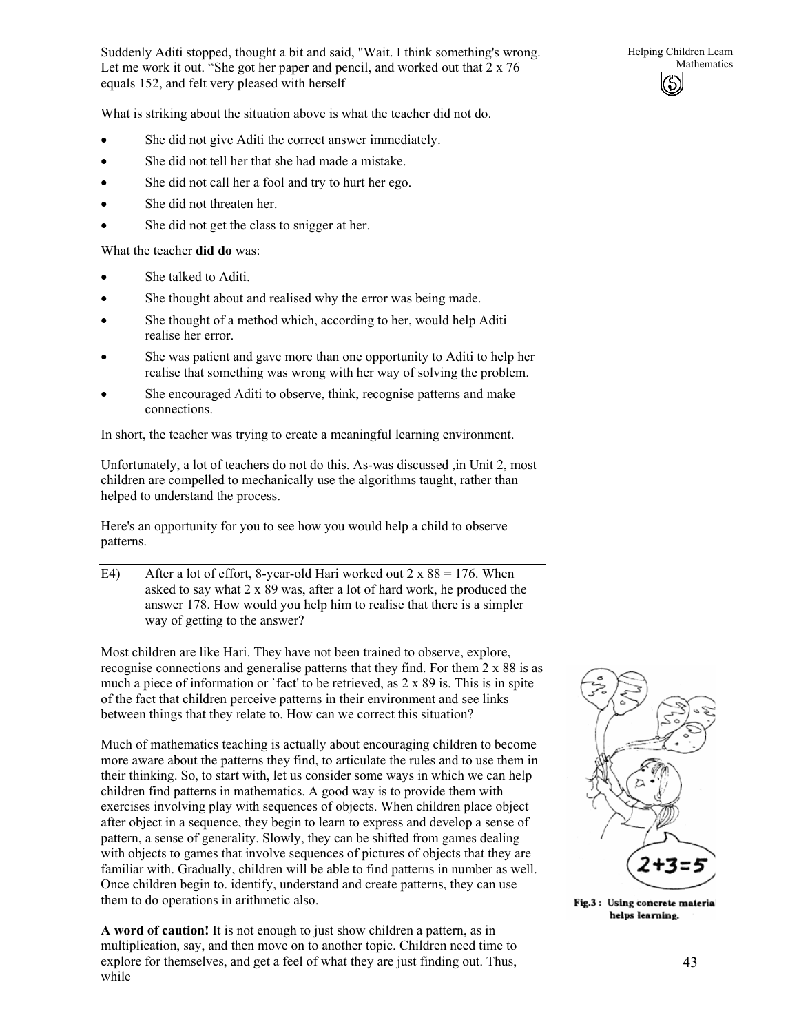Suddenly Aditi stopped, thought a bit and said, "Wait. I think something's wrong. Let me work it out. "She got her paper and pencil, and worked out that 2 x 76 equals 152, and felt very pleased with herself

What is striking about the situation above is what the teacher did not do.

- She did not give Aditi the correct answer immediately.
- She did not tell her that she had made a mistake.
- She did not call her a fool and try to hurt her ego.
- She did not threaten her.
- She did not get the class to snigger at her.

What the teacher **did do** was:

- She talked to Aditi.
- She thought about and realised why the error was being made.
- She thought of a method which, according to her, would help Aditi realise her error.
- She was patient and gave more than one opportunity to Aditi to help her realise that something was wrong with her way of solving the problem.
- She encouraged Aditi to observe, think, recognise patterns and make connections.

In short, the teacher was trying to create a meaningful learning environment.

Unfortunately, a lot of teachers do not do this. As-was discussed ,in Unit 2, most children are compelled to mechanically use the algorithms taught, rather than helped to understand the process.

Here's an opportunity for you to see how you would help a child to observe patterns.

E4) After a lot of effort, 8-year-old Hari worked out 2 x 88 = 176. When asked to say what 2 x 89 was, after a lot of hard work, he produced the answer 178. How would you help him to realise that there is a simpler way of getting to the answer?

Most children are like Hari. They have not been trained to observe, explore, recognise connections and generalise patterns that they find. For them 2 x 88 is as much a piece of information or `fact' to be retrieved, as 2 x 89 is. This is in spite of the fact that children perceive patterns in their environment and see links between things that they relate to. How can we correct this situation?

Much of mathematics teaching is actually about encouraging children to become more aware about the patterns they find, to articulate the rules and to use them in their thinking. So, to start with, let us consider some ways in which we can help children find patterns in mathematics. A good way is to provide them with exercises involving play with sequences of objects. When children place object after object in a sequence, they begin to learn to express and develop a sense of pattern, a sense of generality. Slowly, they can be shifted from games dealing with objects to games that involve sequences of pictures of objects that they are familiar with. Gradually, children will be able to find patterns in number as well. Once children begin to. identify, understand and create patterns, they can use them to do operations in arithmetic also.

Fig.3 : Using concrete materia helps learning.

**A word of caution!** It is not enough to just show children a pattern, as in multiplication, say, and then move on to another topic. Children need time to explore for themselves, and get a feel of what they are just finding out. Thus, while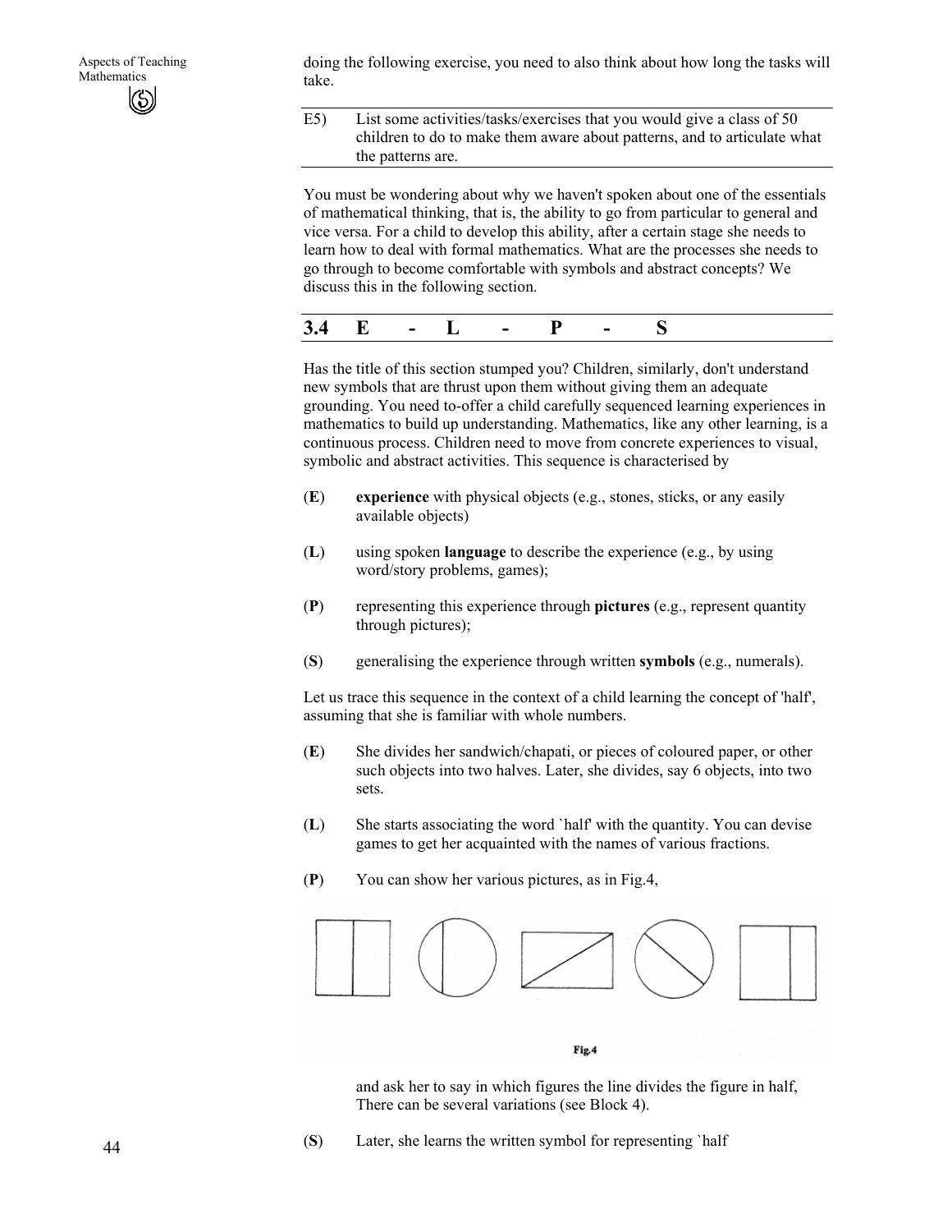doing the following exercise, you need to also think about how long the tasks will take.

E5) List some activities/tasks/exercises that you would give a class of 50 children to do to make them aware about patterns, and to articulate what the patterns are.

You must be wondering about why we haven't spoken about one of the essentials of mathematical thinking, that is, the ability to go from particular to general and vice versa. For a child to develop this ability, after a certain stage she needs to learn how to deal with formal mathematics. What are the processes she needs to go through to become comfortable with symbols and abstract concepts? We discuss this in the following section.

## 3.4 E - L - P - S

Has the title of this section stumped you? Children, similarly, don't understand new symbols that are thrust upon them without giving them an adequate grounding. You need to-offer a child carefully sequenced learning experiences in mathematics to build up understanding. Mathematics, like any other learning, is a continuous process. Children need to move from concrete experiences to visual, symbolic and abstract activities. This sequence is characterised by

(**E**) **experience** with physical objects (e.g., stones, sticks, or any easily available objects)

(**L**) using spoken **language** to describe the experience (e.g., by using word/story problems, games);

(**P**) representing this experience through **pictures** (e.g., represent quantity through pictures);

(**S**) generalising the experience through written **symbols** (e.g., numerals).

Let us trace this sequence in the context of a child learning the concept of 'half', assuming that she is familiar with whole numbers.

(**E**) She divides her sandwich/chapati, or pieces of coloured paper, or other such objects into two halves. Later, she divides, say 6 objects, into two sets.

(**L**) She starts associating the word `half' with the quantity. You can devise games to get her acquainted with the names of various fractions.

(**P**) You can show her various pictures, as in Fig.4,

Fig.4

and ask her to say in which figures the line divides the figure in half, There can be several variations (see Block 4).

(**S**) Later, she learns the written symbol for representing `half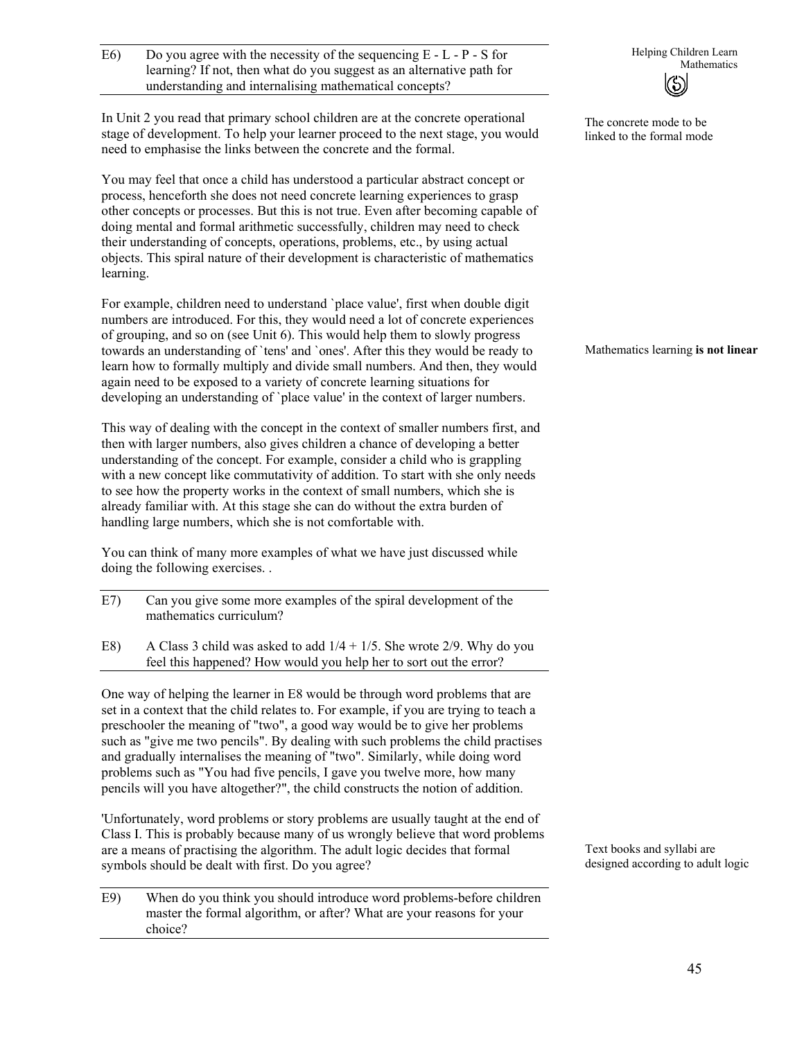E6) Do you agree with the necessity of the sequencing E - L - P - S for learning? If not, then what do you suggest as an alternative path for understanding and internalising mathematical concepts?

In Unit 2 you read that primary school children are at the concrete operational stage of development. To help your learner proceed to the next stage, you would need to emphasise the links between the concrete and the formal.

The concrete mode to be linked to the formal mode

You may feel that once a child has understood a particular abstract concept or process, henceforth she does not need concrete learning experiences to grasp other concepts or processes. But this is not true. Even after becoming capable of doing mental and formal arithmetic successfully, children may need to check their understanding of concepts, operations, problems, etc., by using actual objects. This spiral nature of their development is characteristic of mathematics learning.

Mathematics learning **is not linear**

For example, children need to understand `place value', first when double digit numbers are introduced. For this, they would need a lot of concrete experiences of grouping, and so on (see Unit 6). This would help them to slowly progress towards an understanding of `tens' and `ones'. After this they would be ready to learn how to formally multiply and divide small numbers. And then, they would again need to be exposed to a variety of concrete learning situations for developing an understanding of `place value' in the context of larger numbers.

This way of dealing with the concept in the context of smaller numbers first, and then with larger numbers, also gives children a chance of developing a better understanding of the concept. For example, consider a child who is grappling with a new concept like commutativity of addition. To start with she only needs to see how the property works in the context of small numbers, which she is already familiar with. At this stage she can do without the extra burden of handling large numbers, which she is not comfortable with.

You can think of many more examples of what we have just discussed while doing the following exercises. .

E7) Can you give some more examples of the spiral development of the mathematics curriculum?

E8) A Class 3 child was asked to add $1/4 + 1/5$. She wrote $2/9$. Why do you feel this happened? How would you help her to sort out the error?

One way of helping the learner in E8 would be through word problems that are set in a context that the child relates to. For example, if you are trying to teach a preschooler the meaning of "two", a good way would be to give her problems such as "give me two pencils". By dealing with such problems the child practises and gradually internalises the meaning of "two". Similarly, while doing word problems such as "You had five pencils, I gave you twelve more, how many pencils will you have altogether?", the child constructs the notion of addition.

'Unfortunately, word problems or story problems are usually taught at the end of Class I. This is probably because many of us wrongly believe that word problems are a means of practising the algorithm. The adult logic decides that formal symbols should be dealt with first. Do you agree?

Text books and syllabi are designed according to adult logic

E9) When do you think you should introduce word problems-before children master the formal algorithm, or after? What are your reasons for your choice?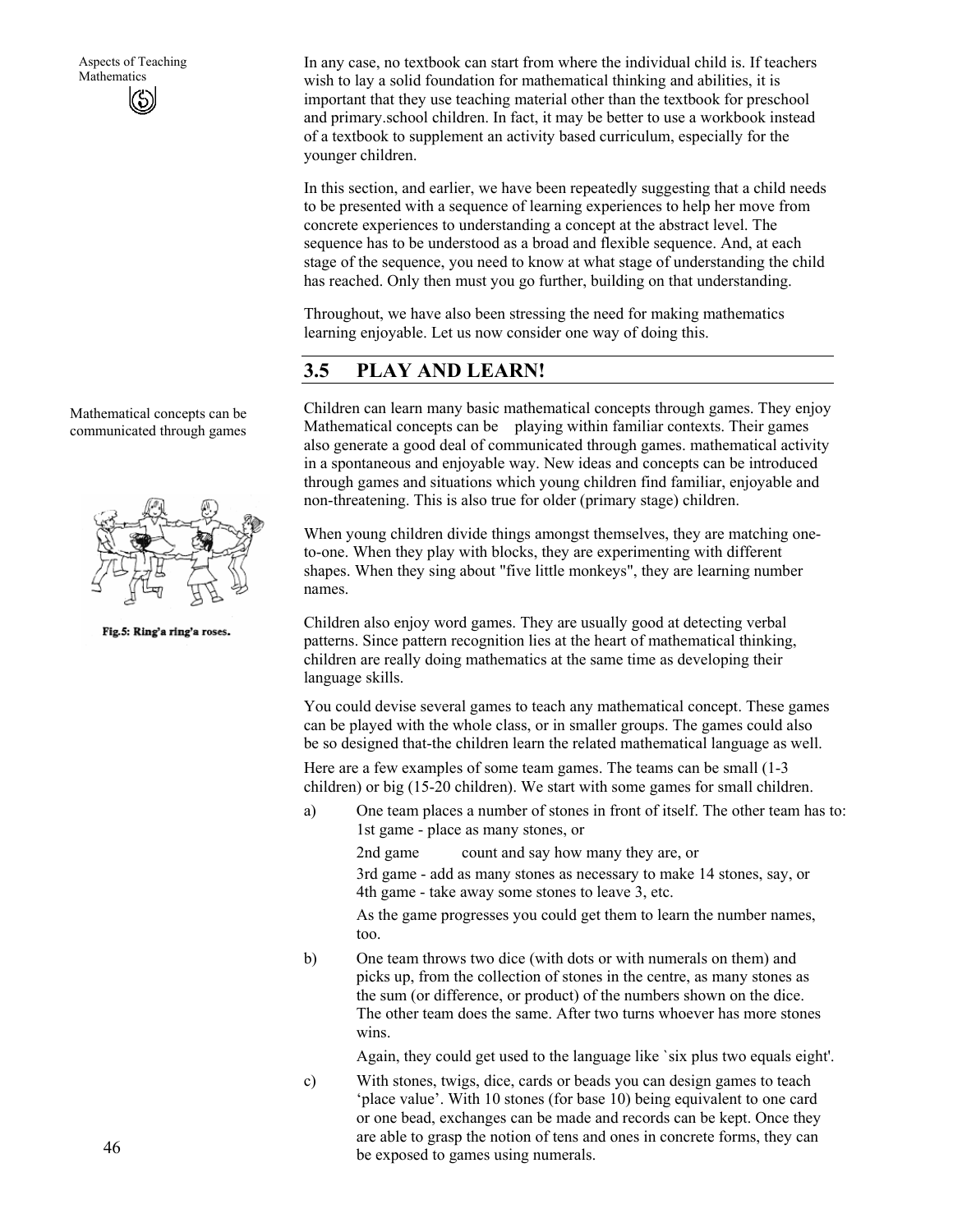In any case, no textbook can start from where the individual child is. If teachers wish to lay a solid foundation for mathematical thinking and abilities, it is important that they use teaching material other than the textbook for preschool and primary.school children. In fact, it may be better to use a workbook instead of a textbook to supplement an activity based curriculum, especially for the younger children.

In this section, and earlier, we have been repeatedly suggesting that a child needs to be presented with a sequence of learning experiences to help her move from concrete experiences to understanding a concept at the abstract level. The sequence has to be understood as a broad and flexible sequence. And, at each stage of the sequence, you need to know at what stage of understanding the child has reached. Only then must you go further, building on that understanding.

Throughout, we have also been stressing the need for making mathematics learning enjoyable. Let us now consider one way of doing this.

## 3.5 PLAY AND LEARN!

Mathematical concepts can be communicated through games

Children can learn many basic mathematical concepts through games. They enjoy playing within familiar contexts. Their games also generate a good deal of mathematical activity in a spontaneous and enjoyable way. New ideas and concepts can be introduced through games and situations which young children find familiar, enjoyable and non-threatening. This is also true for older (primary stage) children.

Fig.5: Ring'a ring'a roses.

When young children divide things amongst themselves, they are matching one-to-one. When they play with blocks, they are experimenting with different shapes. When they sing about "five little monkeys", they are learning number names.

Children also enjoy word games. They are usually good at detecting verbal patterns. Since pattern recognition lies at the heart of mathematical thinking, children are really doing mathematics at the same time as developing their language skills.

You could devise several games to teach any mathematical concept. These games can be played with the whole class, or in smaller groups. The games could also be so designed that-the children learn the related mathematical language as well.

Here are a few examples of some team games. The teams can be small (1-3 children) or big (15-20 children). We start with some games for small children.

a) One team places a number of stones in front of itself. The other team has to:
   1st game - place as many stones, or

   2nd game count and say how many they are, or

   3rd game - add as many stones as necessary to make 14 stones, say, or
   4th game - take away some stones to leave 3, etc.

   As the game progresses you could get them to learn the number names, too.

b) One team throws two dice (with dots or with numerals on them) and picks up, from the collection of stones in the centre, as many stones as the sum (or difference, or product) of the numbers shown on the dice. The other team does the same. After two turns whoever has more stones wins.

   Again, they could get used to the language like `six plus two equals eight'.

c) With stones, twigs, dice, cards or beads you can design games to teach 'place value'. With 10 stones (for base 10) being equivalent to one card or one bead, exchanges can be made and records can be kept. Once they are able to grasp the notion of tens and ones in concrete forms, they can be exposed to games using numerals.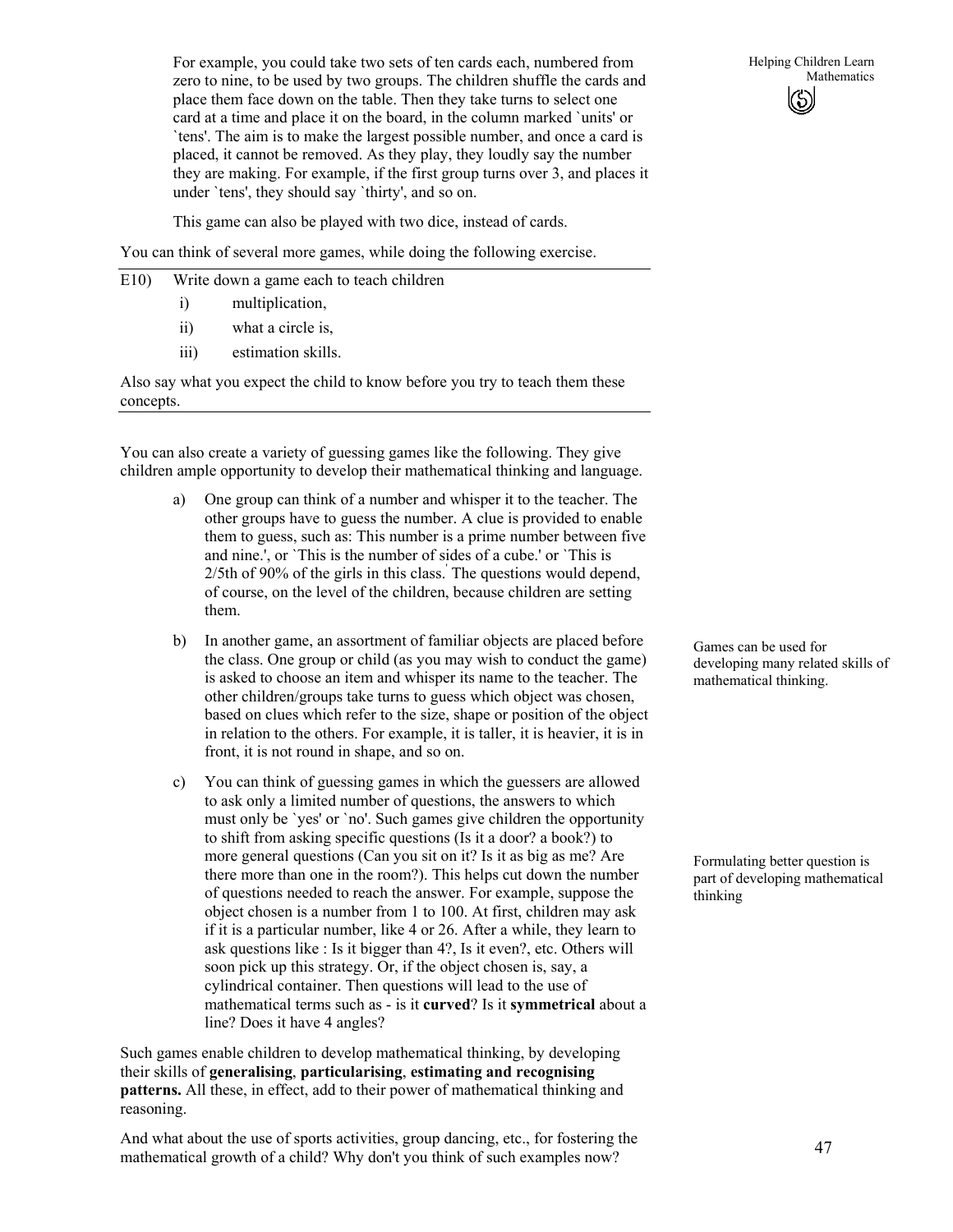For example, you could take two sets of ten cards each, numbered from zero to nine, to be used by two groups. The children shuffle the cards and place them face down on the table. Then they take turns to select one card at a time and place it on the board, in the column marked `units' or `tens'. The aim is to make the largest possible number, and once a card is placed, it cannot be removed. As they play, they loudly say the number they are making. For example, if the first group turns over 3, and places it under `tens', they should say `thirty', and so on.

This game can also be played with two dice, instead of cards.

You can think of several more games, while doing the following exercise.

---

E10) Write down a game each to teach children

i) multiplication,

ii) what a circle is,

iii) estimation skills.

Also say what you expect the child to know before you try to teach them these concepts.

---

You can also create a variety of guessing games like the following. They give children ample opportunity to develop their mathematical thinking and language.

a) One group can think of a number and whisper it to the teacher. The other groups have to guess the number. A clue is provided to enable them to guess, such as: This number is a prime number between five and nine.', or `This is the number of sides of a cube.' or `This is 2/5th of 90% of the girls in this class.' The questions would depend, of course, on the level of the children, because children are setting them.

b) In another game, an assortment of familiar objects are placed before the class. One group or child (as you may wish to conduct the game) is asked to choose an item and whisper its name to the teacher. The other children/groups take turns to guess which object was chosen, based on clues which refer to the size, shape or position of the object in relation to the others. For example, it is taller, it is heavier, it is in front, it is not round in shape, and so on.

*Games can be used for developing many related skills of mathematical thinking.*

c) You can think of guessing games in which the guessers are allowed to ask only a limited number of questions, the answers to which must only be `yes' or `no'. Such games give children the opportunity to shift from asking specific questions (Is it a door? a book?) to more general questions (Can you sit on it? Is it as big as me? Are there more than one in the room?). This helps cut down the number of questions needed to reach the answer. For example, suppose the object chosen is a number from 1 to 100. At first, children may ask if it is a particular number, like 4 or 26. After a while, they learn to ask questions like : Is it bigger than 4?, Is it even?, etc. Others will soon pick up this strategy. Or, if the object chosen is, say, a cylindrical container. Then questions will lead to the use of mathematical terms such as - is it **curved**? Is it **symmetrical** about a line? Does it have 4 angles?

*Formulating better question is part of developing mathematical thinking*

Such games enable children to develop mathematical thinking, by developing their skills of **generalising**, **particularising**, **estimating and recognising patterns.** All these, in effect, add to their power of mathematical thinking and reasoning.

And what about the use of sports activities, group dancing, etc., for fostering the mathematical growth of a child? Why don't you think of such examples now?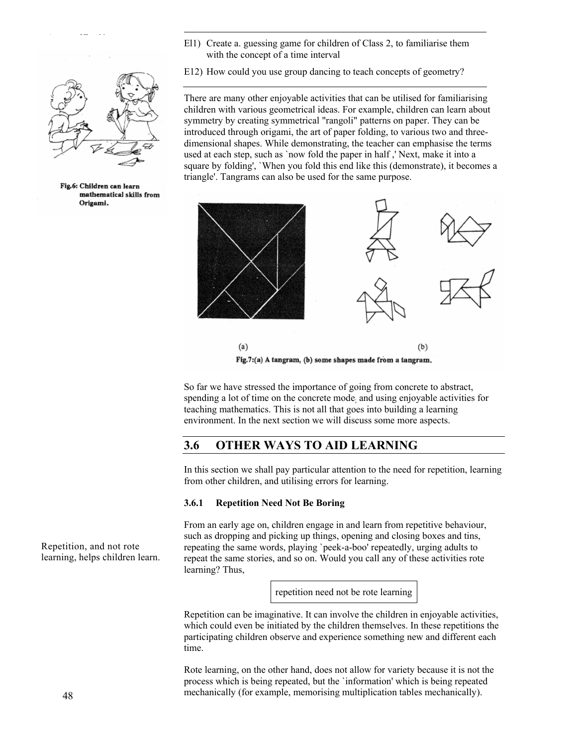E11) Create a. guessing game for children of Class 2, to familiarise them with the concept of a time interval

E12) How could you use group dancing to teach concepts of geometry?

Fig.6: Children can learn mathematical skills from Origami.

There are many other enjoyable activities that can be utilised for familiarising children with various geometrical ideas. For example, children can learn about symmetry by creating symmetrical "rangoli" patterns on paper. They can be introduced through origami, the art of paper folding, to various two and three-dimensional shapes. While demonstrating, the teacher can emphasise the terms used at each step, such as `now fold the paper in half ,' Next, make it into a square by folding', `When you fold this end like this (demonstrate), it becomes a triangle'. Tangrams can also be used for the same purpose.

(a) (b)

Fig.7:(a) A tangram, (b) some shapes made from a tangram.

So far we have stressed the importance of going from concrete to abstract, spending a lot of time on the concrete mode, and using enjoyable activities for teaching mathematics. This is not all that goes into building a learning environment. In the next section we will discuss some more aspects.

## 3.6 OTHER WAYS TO AID LEARNING

In this section we shall pay particular attention to the need for repetition, learning from other children, and utilising errors for learning.

### 3.6.1 Repetition Need Not Be Boring

Repetition, and not rote learning, helps children learn.

From an early age on, children engage in and learn from repetitive behaviour, such as dropping and picking up things, opening and closing boxes and tins, repeating the same words, playing `peek-a-boo' repeatedly, urging adults to repeat the same stories, and so on. Would you call any of these activities rote learning? Thus,

| repetition need not be rote learning |
|---|

Repetition can be imaginative. It can involve the children in enjoyable activities, which could even be initiated by the children themselves. In these repetitions the participating children observe and experience something new and different each time.

Rote learning, on the other hand, does not allow for variety because it is not the process which is being repeated, but the `information' which is being repeated mechanically (for example, memorising multiplication tables mechanically).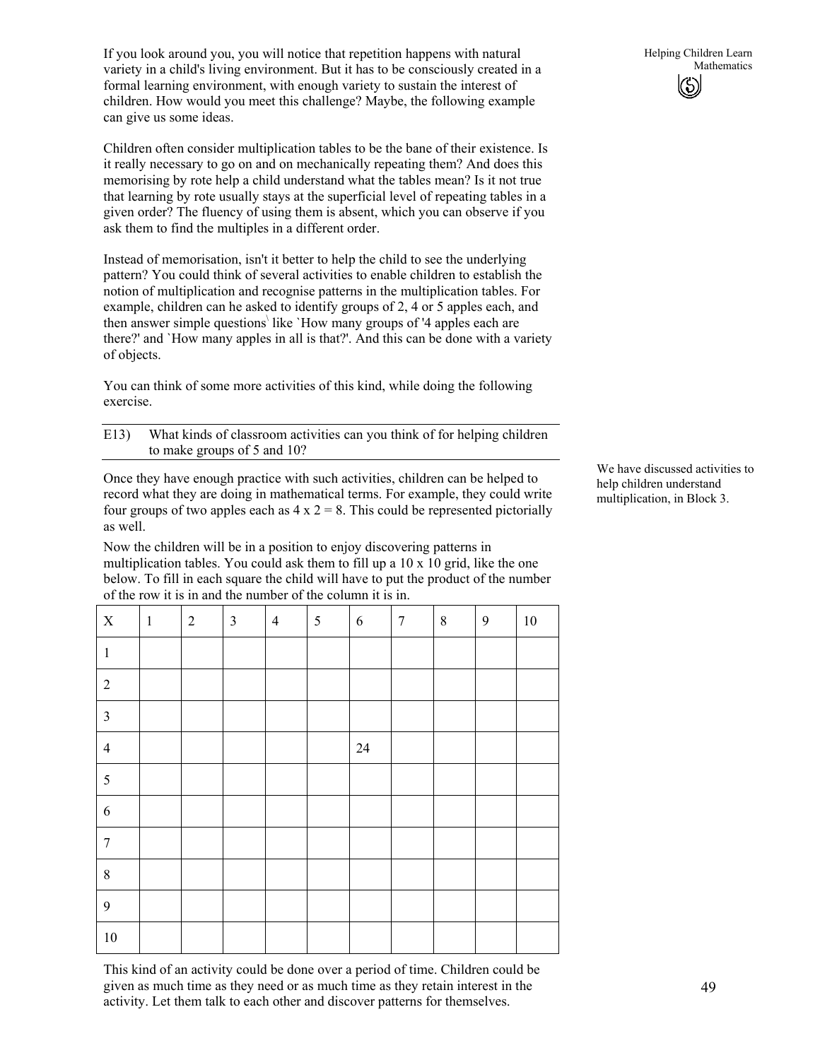If you look around you, you will notice that repetition happens with natural variety in a child's living environment. But it has to be consciously created in a formal learning environment, with enough variety to sustain the interest of children. How would you meet this challenge? Maybe, the following example can give us some ideas.

Children often consider multiplication tables to be the bane of their existence. Is it really necessary to go on and on mechanically repeating them? And does this memorising by rote help a child understand what the tables mean? Is it not true that learning by rote usually stays at the superficial level of repeating tables in a given order? The fluency of using them is absent, which you can observe if you ask them to find the multiples in a different order.

Instead of memorisation, isn't it better to help the child to see the underlying pattern? You could think of several activities to enable children to establish the notion of multiplication and recognise patterns in the multiplication tables. For example, children can he asked to identify groups of 2, 4 or 5 apples each, and then answer simple questions like `How many groups of '4 apples each are there?' and `How many apples in all is that?'. And this can be done with a variety of objects.

You can think of some more activities of this kind, while doing the following exercise.

---

E13) What kinds of classroom activities can you think of for helping children to make groups of 5 and 10?

---

Once they have enough practice with such activities, children can be helped to record what they are doing in mathematical terms. For example, they could write four groups of two apples each as $4 \times 2 = 8$. This could be represented pictorially as well.

We have discussed activities to help children understand multiplication, in Block 3.

Now the children will be in a position to enjoy discovering patterns in multiplication tables. You could ask them to fill up a 10 x 10 grid, like the one below. To fill in each square the child will have to put the product of the number of the row it is in and the number of the column it is in.

| X | 1 | 2 | 3 | 4 | 5 | 6 | 7 | 8 | 9 | 10 |
|---|---|---|---|---|---|---|---|---|---|---|
| 1 | | | | | | | | | | |
| 2 | | | | | | | | | | |
| 3 | | | | | | | | | | |
| 4 | | | | | | 24 | | | | |
| 5 | | | | | | | | | | |
| 6 | | | | | | | | | | |
| 7 | | | | | | | | | | |
| 8 | | | | | | | | | | |
| 9 | | | | | | | | | | |
| 10 | | | | | | | | | | |

This kind of an activity could be done over a period of time. Children could be given as much time as they need or as much time as they retain interest in the activity. Let them talk to each other and discover patterns for themselves.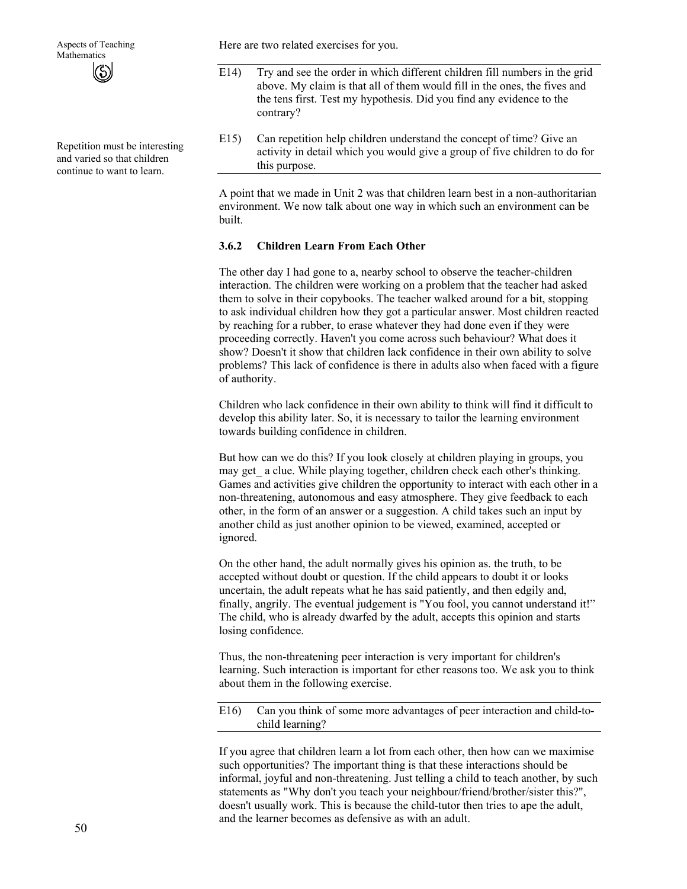Here are two related exercises for you.

E14) Try and see the order in which different children fill numbers in the grid above. My claim is that all of them would fill in the ones, the fives and the tens first. Test my hypothesis. Did you find any evidence to the contrary?

E15) Can repetition help children understand the concept of time? Give an activity in detail which you would give a group of five children to do for this purpose.

Repetition must be interesting and varied so that children continue to want to learn.

A point that we made in Unit 2 was that children learn best in a non-authoritarian environment. We now talk about one way in which such an environment can be built.

### 3.6.2 Children Learn From Each Other

The other day I had gone to a, nearby school to observe the teacher-children interaction. The children were working on a problem that the teacher had asked them to solve in their copybooks. The teacher walked around for a bit, stopping to ask individual children how they got a particular answer. Most children reacted by reaching for a rubber, to erase whatever they had done even if they were proceeding correctly. Haven't you come across such behaviour? What does it show? Doesn't it show that children lack confidence in their own ability to solve problems? This lack of confidence is there in adults also when faced with a figure of authority.

Children who lack confidence in their own ability to think will find it difficult to develop this ability later. So, it is necessary to tailor the learning environment towards building confidence in children.

But how can we do this? If you look closely at children playing in groups, you may get_ a clue. While playing together, children check each other's thinking. Games and activities give children the opportunity to interact with each other in a non-threatening, autonomous and easy atmosphere. They give feedback to each other, in the form of an answer or a suggestion. A child takes such an input by another child as just another opinion to be viewed, examined, accepted or ignored.

On the other hand, the adult normally gives his opinion as. the truth, to be accepted without doubt or question. If the child appears to doubt it or looks uncertain, the adult repeats what he has said patiently, and then edgily and, finally, angrily. The eventual judgement is "You fool, you cannot understand it!" The child, who is already dwarfed by the adult, accepts this opinion and starts losing confidence.

Thus, the non-threatening peer interaction is very important for children's learning. Such interaction is important for ether reasons too. We ask you to think about them in the following exercise.

E16) Can you think of some more advantages of peer interaction and child-to-child learning?

If you agree that children learn a lot from each other, then how can we maximise such opportunities? The important thing is that these interactions should be informal, joyful and non-threatening. Just telling a child to teach another, by such statements as "Why don't you teach your neighbour/friend/brother/sister this?", doesn't usually work. This is because the child-tutor then tries to ape the adult, and the learner becomes as defensive as with an adult.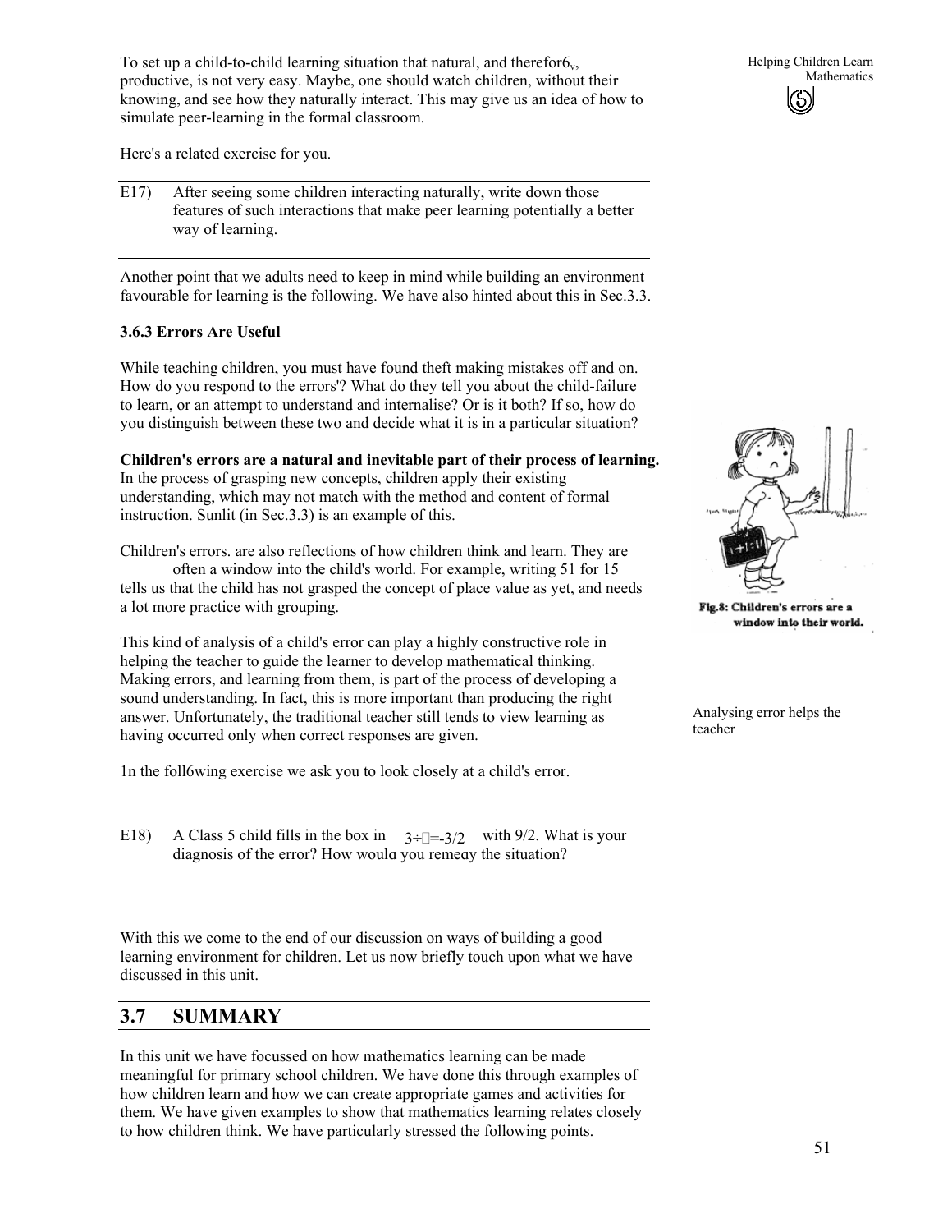To set up a child-to-child learning situation that natural, and therefor6v, productive, is not very easy. Maybe, one should watch children, without their knowing, and see how they naturally interact. This may give us an idea of how to simulate peer-learning in the formal classroom.

Here's a related exercise for you.

---

E17) After seeing some children interacting naturally, write down those features of such interactions that make peer learning potentially a better way of learning.

---

Another point that we adults need to keep in mind while building an environment favourable for learning is the following. We have also hinted about this in Sec.3.3.

### 3.6.3 Errors Are Useful

While teaching children, you must have found theft making mistakes off and on. How do you respond to the errors'? What do they tell you about the child-failure to learn, or an attempt to understand and internalise? Or is it both? If so, how do you distinguish between these two and decide what it is in a particular situation?

**Children's errors are a natural and inevitable part of their process of learning.** In the process of grasping new concepts, children apply their existing understanding, which may not match with the method and content of formal instruction. Sunlit (in Sec.3.3) is an example of this.

Children's errors. are also reflections of how children think and learn. They are often a window into the child's world. For example, writing 51 for 15 tells us that the child has not grasped the concept of place value as yet, and needs a lot more practice with grouping.

Fig.8: Children's errors are a window into their world.

This kind of analysis of a child's error can play a highly constructive role in helping the teacher to guide the learner to develop mathematical thinking. Making errors, and learning from them, is part of the process of developing a sound understanding. In fact, this is more important than producing the right answer. Unfortunately, the traditional teacher still tends to view learning as having occurred only when correct responses are given.

Analysing error helps the teacher

1n the foll6wing exercise we ask you to look closely at a child's error.

---

E18) A Class 5 child fills in the box in $3 \div \square = -3/2$ with 9/2. What is your diagnosis of the error? How would you remedy the situation?

---

With this we come to the end of our discussion on ways of building a good learning environment for children. Let us now briefly touch upon what we have discussed in this unit.

## 3.7 SUMMARY

In this unit we have focussed on how mathematics learning can be made meaningful for primary school children. We have done this through examples of how children learn and how we can create appropriate games and activities for them. We have given examples to show that mathematics learning relates closely to how children think. We have particularly stressed the following points.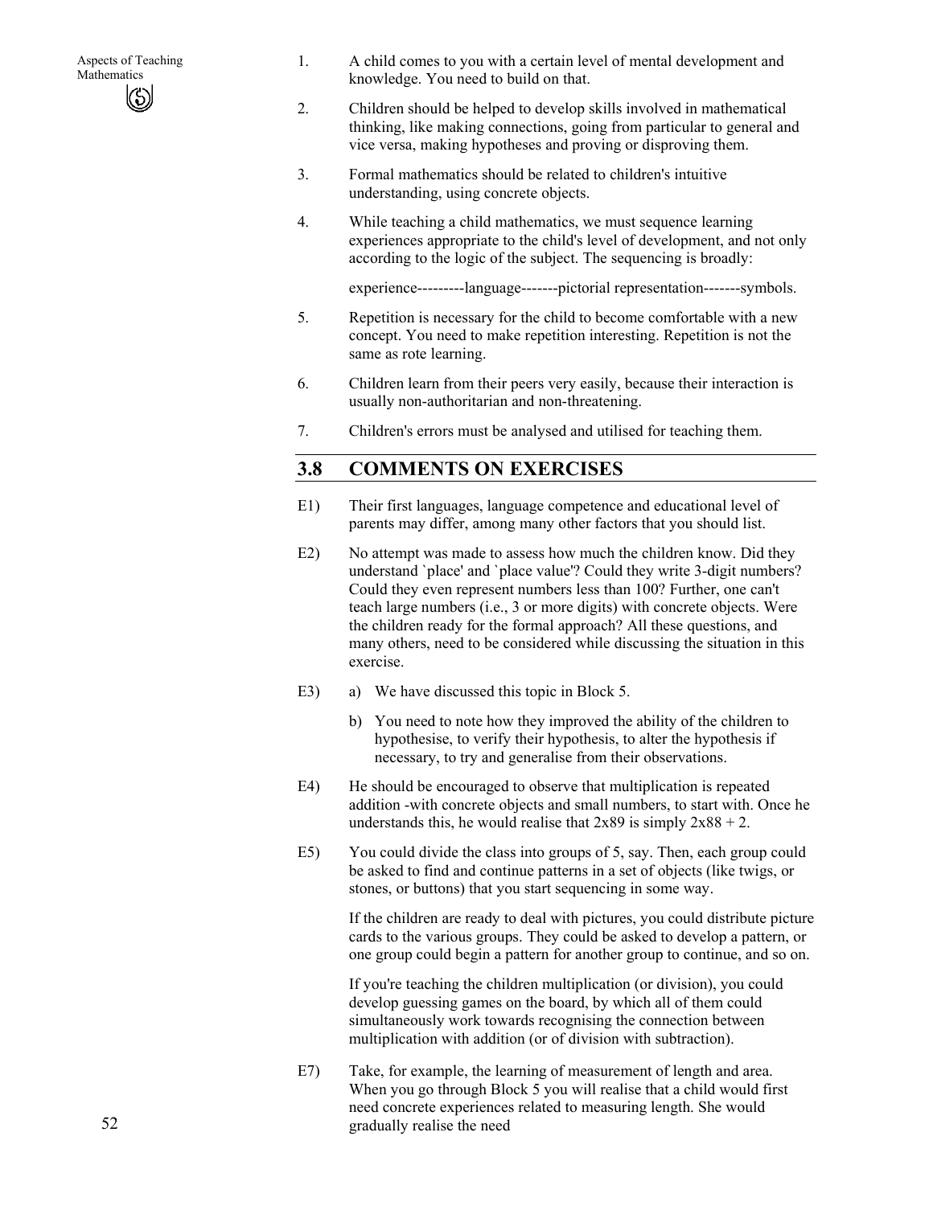1. A child comes to you with a certain level of mental development and knowledge. You need to build on that.

2. Children should be helped to develop skills involved in mathematical thinking, like making connections, going from particular to general and vice versa, making hypotheses and proving or disproving them.

3. Formal mathematics should be related to children's intuitive understanding, using concrete objects.

4. While teaching a child mathematics, we must sequence learning experiences appropriate to the child's level of development, and not only according to the logic of the subject. The sequencing is broadly:

   experience---------language-------pictorial representation-------symbols.

5. Repetition is necessary for the child to become comfortable with a new concept. You need to make repetition interesting. Repetition is not the same as rote learning.

6. Children learn from their peers very easily, because their interaction is usually non-authoritarian and non-threatening.

7. Children's errors must be analysed and utilised for teaching them.

## 3.8 COMMENTS ON EXERCISES

E1) Their first languages, language competence and educational level of parents may differ, among many other factors that you should list.

E2) No attempt was made to assess how much the children know. Did they understand `place' and `place value''? Could they write 3-digit numbers? Could they even represent numbers less than 100? Further, one can't teach large numbers (i.e., 3 or more digits) with concrete objects. Were the children ready for the formal approach? All these questions, and many others, need to be considered while discussing the situation in this exercise.

E3) a) We have discussed this topic in Block 5.

   b) You need to note how they improved the ability of the children to hypothesise, to verify their hypothesis, to alter the hypothesis if necessary, to try and generalise from their observations.

E4) He should be encouraged to observe that multiplication is repeated addition -with concrete objects and small numbers, to start with. Once he understands this, he would realise that $2x89$ is simply $2x88 + 2$.

E5) You could divide the class into groups of 5, say. Then, each group could be asked to find and continue patterns in a set of objects (like twigs, or stones, or buttons) that you start sequencing in some way.

   If the children are ready to deal with pictures, you could distribute picture cards to the various groups. They could be asked to develop a pattern, or one group could begin a pattern for another group to continue, and so on.

   If you're teaching the children multiplication (or division), you could develop guessing games on the board, by which all of them could simultaneously work towards recognising the connection between multiplication with addition (or of division with subtraction).

E7) Take, for example, the learning of measurement of length and area. When you go through Block 5 you will realise that a child would first need concrete experiences related to measuring length. She would gradually realise the need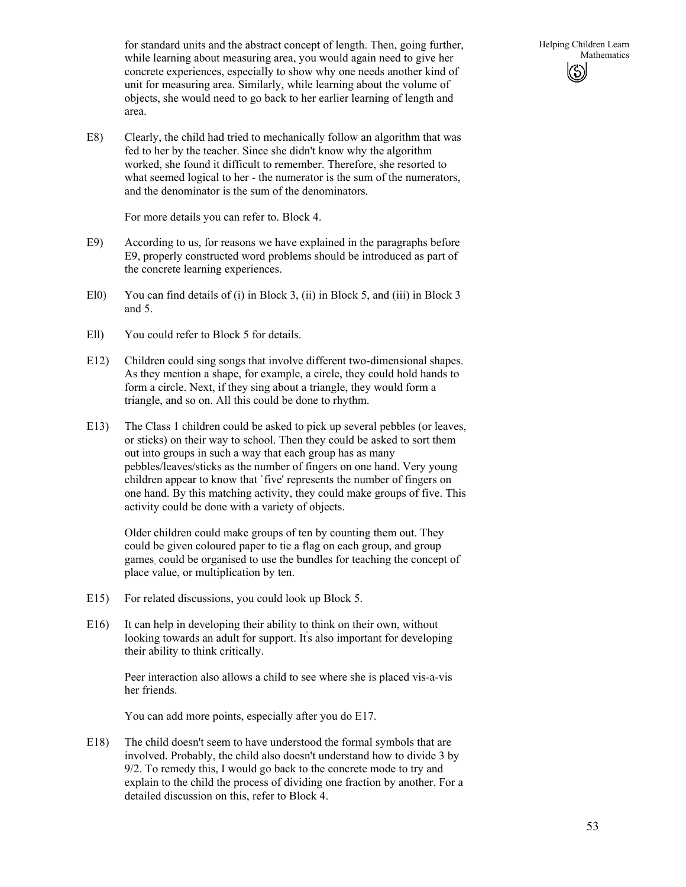for standard units and the abstract concept of length. Then, going further, while learning about measuring area, you would again need to give her concrete experiences, especially to show why one needs another kind of unit for measuring area. Similarly, while learning about the volume of objects, she would need to go back to her earlier learning of length and area.

E8) Clearly, the child had tried to mechanically follow an algorithm that was fed to her by the teacher. Since she didn't know why the algorithm worked, she found it difficult to remember. Therefore, she resorted to what seemed logical to her - the numerator is the sum of the numerators, and the denominator is the sum of the denominators.

For more details you can refer to. Block 4.

E9) According to us, for reasons we have explained in the paragraphs before E9, properly constructed word problems should be introduced as part of the concrete learning experiences.

El0) You can find details of (i) in Block 3, (ii) in Block 5, and (iii) in Block 3 and 5.

Ell) You could refer to Block 5 for details.

E12) Children could sing songs that involve different two-dimensional shapes. As they mention a shape, for example, a circle, they could hold hands to form a circle. Next, if they sing about a triangle, they would form a triangle, and so on. All this could be done to rhythm.

E13) The Class 1 children could be asked to pick up several pebbles (or leaves, or sticks) on their way to school. Then they could be asked to sort them out into groups in such a way that each group has as many pebbles/leaves/sticks as the number of fingers on one hand. Very young children appear to know that `five' represents the number of fingers on one hand. By this matching activity, they could make groups of five. This activity could be done with a variety of objects.

Older children could make groups of ten by counting them out. They could be given coloured paper to tie a flag on each group, and group games could be organised to use the bundles for teaching the concept of place value, or multiplication by ten.

E15) For related discussions, you could look up Block 5.

E16) It can help in developing their ability to think on their own, without looking towards an adult for support. It's also important for developing their ability to think critically.

Peer interaction also allows a child to see where she is placed vis-a-vis her friends.

You can add more points, especially after you do E17.

E18) The child doesn't seem to have understood the formal symbols that are involved. Probably, the child also doesn't understand how to divide 3 by 9/2. To remedy this, I would go back to the concrete mode to try and explain to the child the process of dividing one fraction by another. For a detailed discussion on this, refer to Block 4.